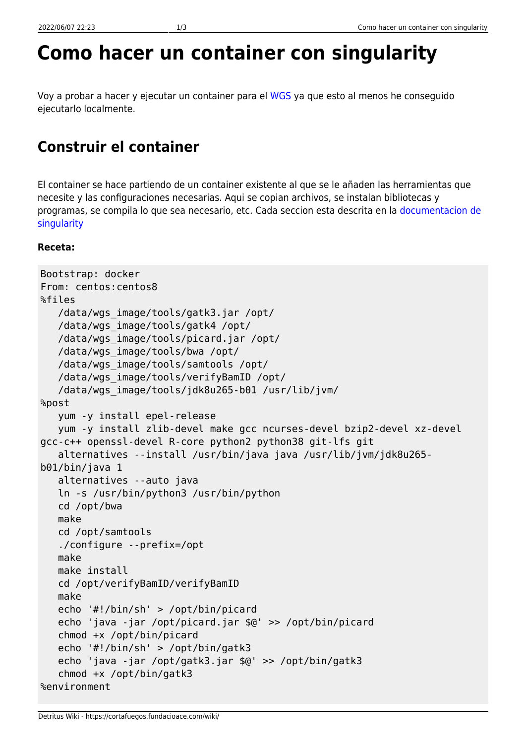# Como hacer un container con singularity

Voy a probar a hacer y ejecutar un container para el WGS ya que esto al menos he conseguido ejecutarlo localmente.

## Construir el container

El container se hace partiendo de un container existente al que se le añaden las herramientas que necesite y las configuraciones necesarias. Aqui se copian archivos, se instalan bibliotecas y programas, se compila lo que sea necesario, etc. Cada seccion esta descrita en la documentacion de singularity

**Receta:**

```
Bootstrap: docker
From: centos:centos8
%files
   /data/wgs_image/tools/gatk3.jar /opt/
   /data/wgs_image/tools/gatk4 /opt/
   /data/wgs_image/tools/picard.jar /opt/
   /data/wgs_image/tools/bwa /opt/
   /data/wgs_image/tools/samtools /opt/
   /data/wgs_image/tools/verifyBamID /opt/
   /data/wgs_image/tools/jdk8u265-b01 /usr/lib/jvm/
%post
   yum -y install epel-release
   yum -y install zlib-devel make gcc ncurses-devel bzip2-devel xz-devel
gcc-c++ openssl-devel R-core python2 python38 git-lfs git
   alternatives --install /usr/bin/java java /usr/lib/jvm/jdk8u265-
b01/bin/java 1
   alternatives --auto java
   ln -s /usr/bin/python3 /usr/bin/python
   cd /opt/bwa
   make
   cd /opt/samtools
   ./configure --prefix=/opt
   make
   make install
   cd /opt/verifyBamID/verifyBamID
   make
   echo '#!/bin/sh' > /opt/bin/picard
   echo 'java -jar /opt/picard.jar $@' >> /opt/bin/picard
   chmod +x /opt/bin/picard
   echo '#!/bin/sh' > /opt/bin/gatk3
   echo 'java -jar /opt/gatk3.jar $@' >> /opt/bin/gatk3
   chmod +x /opt/bin/gatk3
%environment
```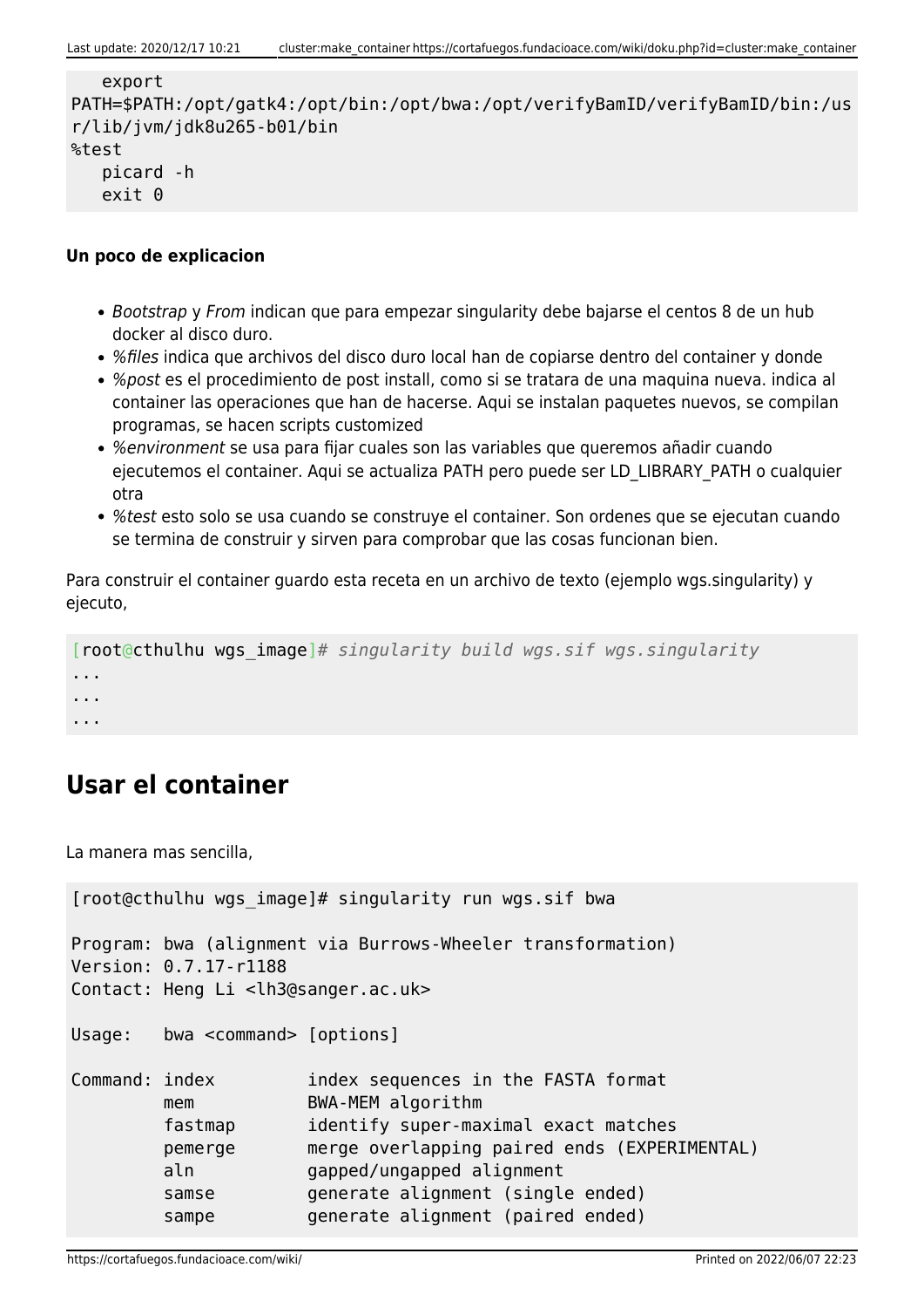```
    export
PATH=$PATH:/opt/gatk4:/opt/bin:/opt/bwa:/opt/verifyBamID/verifyBamID/bin:/usr/lib/jvm/jdk8u265-b01/bin
%test
    picard -h
    exit 0
```

**Un poco de explicacion**

- *Bootstrap* y *From* indican que para empezar singularity debe bajarse el centos 8 de un hub docker al disco duro.
- *%files* indica que archivos del disco duro local han de copiarse dentro del container y donde
- *%post* es el procedimiento de post install, como si se tratara de una maquina nueva. indica al container las operaciones que han de hacerse. Aqui se instalan paquetes nuevos, se compilan programas, se hacen scripts customized
- *%environment* se usa para fijar cuales son las variables que queremos añadir cuando ejecutemos el container. Aqui se actualiza PATH pero puede ser LD_LIBRARY_PATH o cualquier otra
- *%test* esto solo se usa cuando se construye el container. Son ordenes que se ejecutan cuando se termina de construir y sirven para comprobar que las cosas funcionan bien.

Para construir el container guardo esta receta en un archivo de texto (ejemplo wgs.singularity) y ejecuto,

```
[root@cthulhu wgs_image]# singularity build wgs.sif wgs.singularity
...
...
...
```

## Usar el container

La manera mas sencilla,

```
[root@cthulhu wgs_image]# singularity run wgs.sif bwa

Program: bwa (alignment via Burrows-Wheeler transformation)
Version: 0.7.17-r1188
Contact: Heng Li <lh3@sanger.ac.uk>

Usage:   bwa <command> [options]

Command: index         index sequences in the FASTA format
         mem           BWA-MEM algorithm
         fastmap       identify super-maximal exact matches
         pemerge       merge overlapping paired ends (EXPERIMENTAL)
         aln           gapped/ungapped alignment
         samse         generate alignment (single ended)
         sampe         generate alignment (paired ended)
```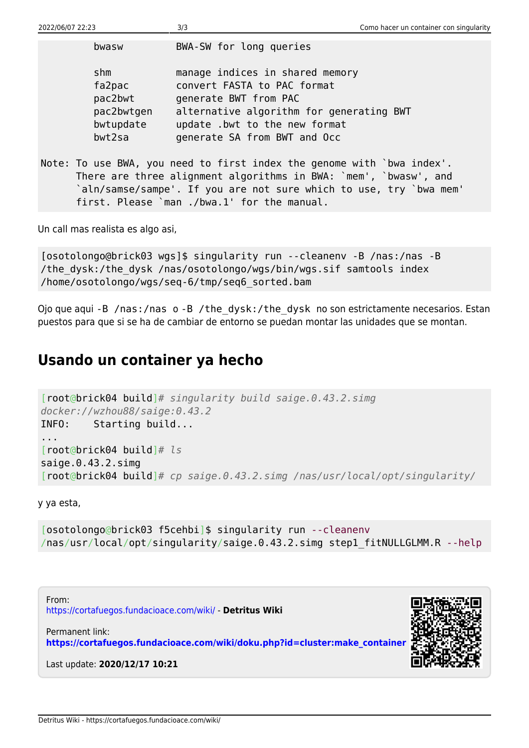```
         bwasw         BWA-SW for long queries

         shm           manage indices in shared memory
         fa2pac        convert FASTA to PAC format
         pac2bwt       generate BWT from PAC
         pac2bwtgen    alternative algorithm for generating BWT
         bwtupdate     update .bwt to the new format
         bwt2sa        generate SA from BWT and Occ

Note: To use BWA, you need to first index the genome with `bwa index'.
      There are three alignment algorithms in BWA: `mem', `bwasw', and
      `aln/samse/sampe'. If you are not sure which to use, try `bwa mem'
      first. Please `man ./bwa.1' for the manual.
```

Un call mas realista es algo asi,

```
[osotolongo@brick03 wgs]$ singularity run --cleanenv -B /nas:/nas -B /the_dysk:/the_dysk /nas/osotolongo/wgs/bin/wgs.sif samtools index /home/osotolongo/wgs/seq-6/tmp/seq6_sorted.bam
```

Ojo que aqui `-B /nas:/nas` o `-B /the_dysk:/the_dysk` no son estrictamente necesarios. Estan puestos para que si se ha de cambiar de entorno se puedan montar las unidades que se montan.

## Usando un container ya hecho

```
[root@brick04 build]# singularity build saige.0.43.2.simg docker://wzhou88/saige:0.43.2
INFO:    Starting build...
...
[root@brick04 build]# ls
saige.0.43.2.simg
[root@brick04 build]# cp saige.0.43.2.simg /nas/usr/local/opt/singularity/
```

y ya esta,

```
[osotolongo@brick03 f5cehbi]$ singularity run --cleanenv /nas/usr/local/opt/singularity/saige.0.43.2.simg step1_fitNULLGLMM.R --help
```

From:
https://cortafuegos.fundacioace.com/wiki/ - **Detritus Wiki**

Permanent link:
**https://cortafuegos.fundacioace.com/wiki/doku.php?id=cluster:make_container**

Last update: **2020/12/17 10:21**